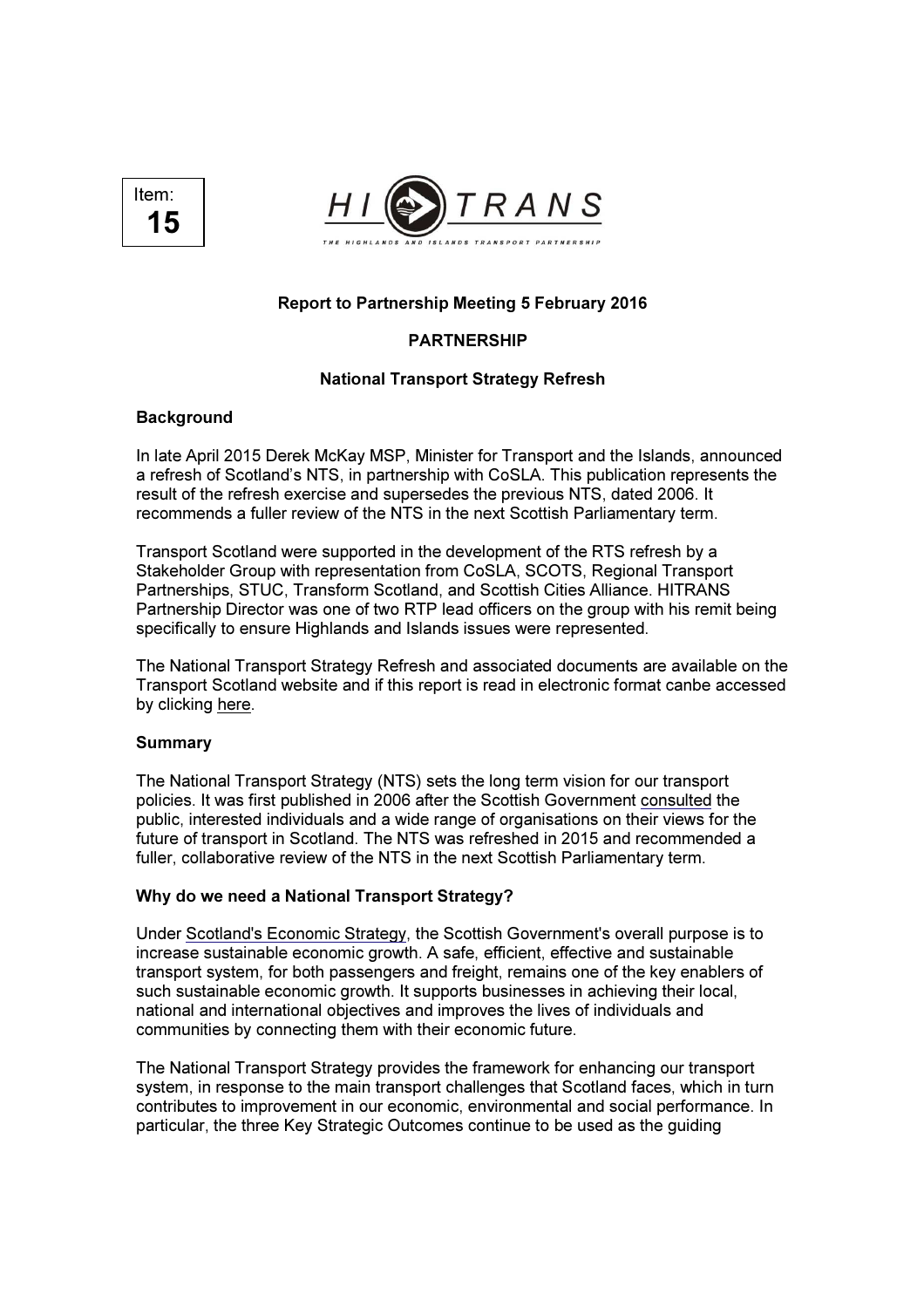Item:
**15**

**HI TRANS**

THE HIGHLANDS AND ISLANDS TRANSPORT PARTNERSHIP

**Report to Partnership Meeting 5 February 2016**

**PARTNERSHIP**

**National Transport Strategy Refresh**

**Background**

In late April 2015 Derek McKay MSP, Minister for Transport and the Islands, announced a refresh of Scotland's NTS, in partnership with CoSLA. This publication represents the result of the refresh exercise and supersedes the previous NTS, dated 2006. It recommends a fuller review of the NTS in the next Scottish Parliamentary term.

Transport Scotland were supported in the development of the RTS refresh by a Stakeholder Group with representation from CoSLA, SCOTS, Regional Transport Partnerships, STUC, Transform Scotland, and Scottish Cities Alliance. HITRANS Partnership Director was one of two RTP lead officers on the group with his remit being specifically to ensure Highlands and Islands issues were represented.

The National Transport Strategy Refresh and associated documents are available on the Transport Scotland website and if this report is read in electronic format canbe accessed by clicking here.

**Summary**

The National Transport Strategy (NTS) sets the long term vision for our transport policies. It was first published in 2006 after the Scottish Government consulted the public, interested individuals and a wide range of organisations on their views for the future of transport in Scotland. The NTS was refreshed in 2015 and recommended a fuller, collaborative review of the NTS in the next Scottish Parliamentary term.

**Why do we need a National Transport Strategy?**

Under Scotland's Economic Strategy, the Scottish Government's overall purpose is to increase sustainable economic growth. A safe, efficient, effective and sustainable transport system, for both passengers and freight, remains one of the key enablers of such sustainable economic growth. It supports businesses in achieving their local, national and international objectives and improves the lives of individuals and communities by connecting them with their economic future.

The National Transport Strategy provides the framework for enhancing our transport system, in response to the main transport challenges that Scotland faces, which in turn contributes to improvement in our economic, environmental and social performance. In particular, the three Key Strategic Outcomes continue to be used as the guiding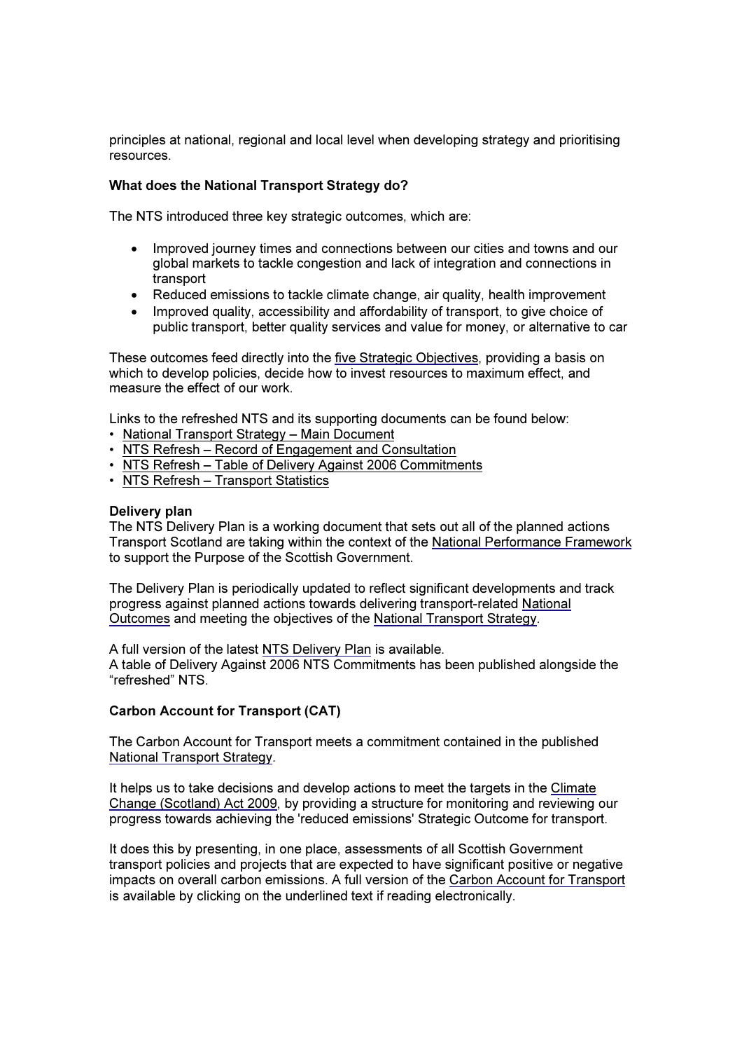principles at national, regional and local level when developing strategy and prioritising resources.

**What does the National Transport Strategy do?**

The NTS introduced three key strategic outcomes, which are:

- Improved journey times and connections between our cities and towns and our global markets to tackle congestion and lack of integration and connections in transport
- Reduced emissions to tackle climate change, air quality, health improvement
- Improved quality, accessibility and affordability of transport, to give choice of public transport, better quality services and value for money, or alternative to car

These outcomes feed directly into the five Strategic Objectives, providing a basis on which to develop policies, decide how to invest resources to maximum effect, and measure the effect of our work.

Links to the refreshed NTS and its supporting documents can be found below:

- National Transport Strategy – Main Document
- NTS Refresh – Record of Engagement and Consultation
- NTS Refresh – Table of Delivery Against 2006 Commitments
- NTS Refresh – Transport Statistics

**Delivery plan**

The NTS Delivery Plan is a working document that sets out all of the planned actions Transport Scotland are taking within the context of the National Performance Framework to support the Purpose of the Scottish Government.

The Delivery Plan is periodically updated to reflect significant developments and track progress against planned actions towards delivering transport-related National Outcomes and meeting the objectives of the National Transport Strategy.

A full version of the latest NTS Delivery Plan is available.
A table of Delivery Against 2006 NTS Commitments has been published alongside the "refreshed" NTS.

**Carbon Account for Transport (CAT)**

The Carbon Account for Transport meets a commitment contained in the published National Transport Strategy.

It helps us to take decisions and develop actions to meet the targets in the Climate Change (Scotland) Act 2009, by providing a structure for monitoring and reviewing our progress towards achieving the 'reduced emissions' Strategic Outcome for transport.

It does this by presenting, in one place, assessments of all Scottish Government transport policies and projects that are expected to have significant positive or negative impacts on overall carbon emissions. A full version of the Carbon Account for Transport is available by clicking on the underlined text if reading electronically.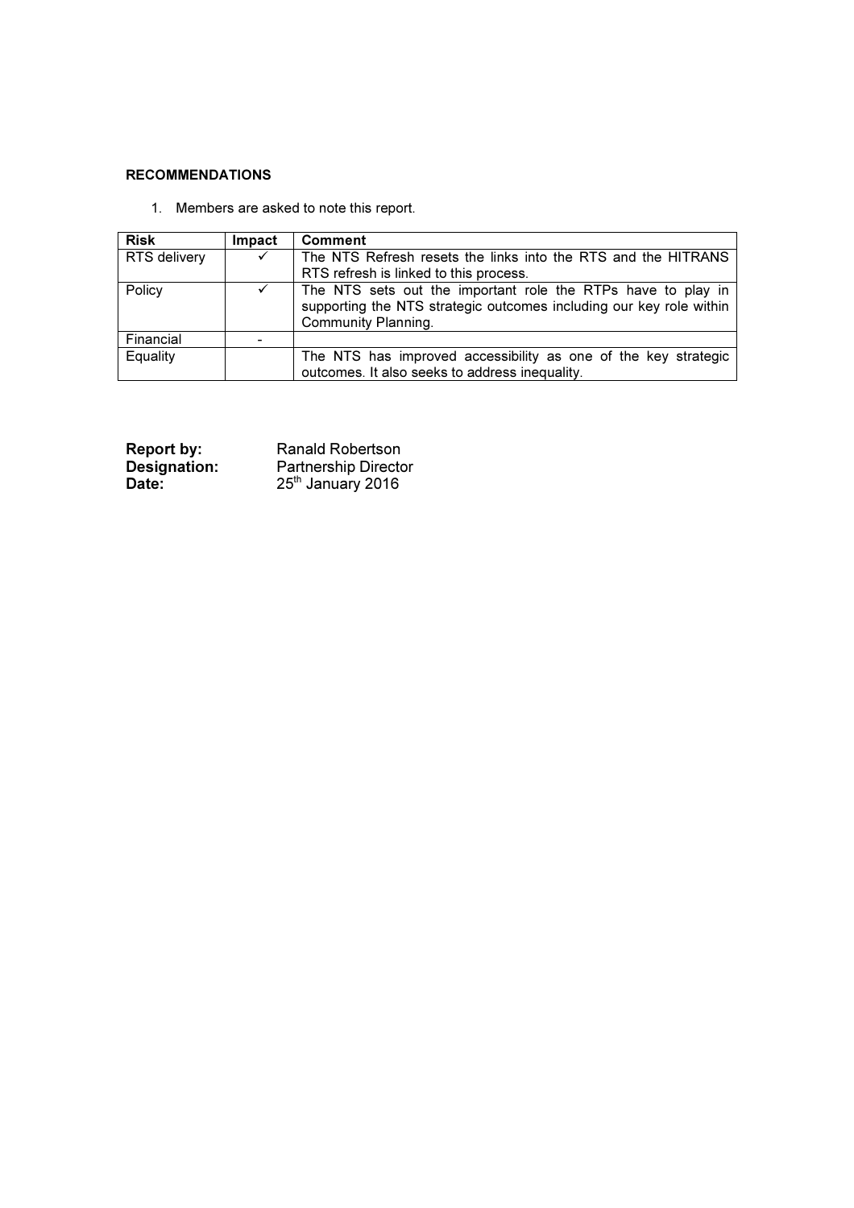**RECOMMENDATIONS**

1. Members are asked to note this report.

| Risk | Impact | Comment |
|---|---|---|
| RTS delivery | ✓ | The NTS Refresh resets the links into the RTS and the HITRANS RTS refresh is linked to this process. |
| Policy | ✓ | The NTS sets out the important role the RTPs have to play in supporting the NTS strategic outcomes including our key role within Community Planning. |
| Financial | - | |
| Equality | | The NTS has improved accessibility as one of the key strategic outcomes. It also seeks to address inequality. |

**Report by:** Ranald Robertson
**Designation:** Partnership Director
**Date:** 25th January 2016